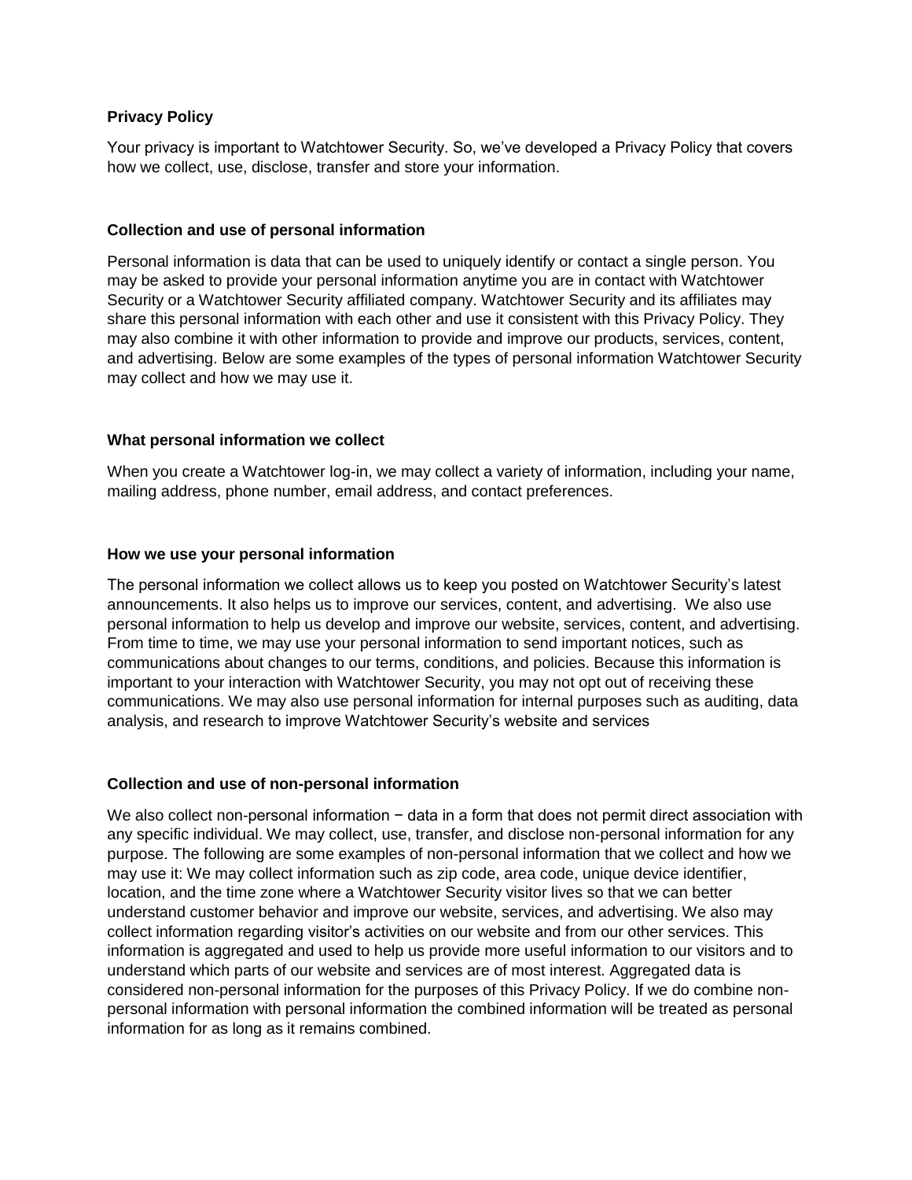**Privacy Policy**

Your privacy is important to Watchtower Security. So, we've developed a Privacy Policy that covers how we collect, use, disclose, transfer and store your information.

**Collection and use of personal information**

Personal information is data that can be used to uniquely identify or contact a single person. You may be asked to provide your personal information anytime you are in contact with Watchtower Security or a Watchtower Security affiliated company. Watchtower Security and its affiliates may share this personal information with each other and use it consistent with this Privacy Policy. They may also combine it with other information to provide and improve our products, services, content, and advertising. Below are some examples of the types of personal information Watchtower Security may collect and how we may use it.

**What personal information we collect**

When you create a Watchtower log-in, we may collect a variety of information, including your name, mailing address, phone number, email address, and contact preferences.

**How we use your personal information**

The personal information we collect allows us to keep you posted on Watchtower Security's latest announcements. It also helps us to improve our services, content, and advertising. We also use personal information to help us develop and improve our website, services, content, and advertising. From time to time, we may use your personal information to send important notices, such as communications about changes to our terms, conditions, and policies. Because this information is important to your interaction with Watchtower Security, you may not opt out of receiving these communications. We may also use personal information for internal purposes such as auditing, data analysis, and research to improve Watchtower Security's website and services

**Collection and use of non-personal information**

We also collect non-personal information − data in a form that does not permit direct association with any specific individual. We may collect, use, transfer, and disclose non-personal information for any purpose. The following are some examples of non-personal information that we collect and how we may use it: We may collect information such as zip code, area code, unique device identifier, location, and the time zone where a Watchtower Security visitor lives so that we can better understand customer behavior and improve our website, services, and advertising. We also may collect information regarding visitor's activities on our website and from our other services. This information is aggregated and used to help us provide more useful information to our visitors and to understand which parts of our website and services are of most interest. Aggregated data is considered non-personal information for the purposes of this Privacy Policy. If we do combine non-personal information with personal information the combined information will be treated as personal information for as long as it remains combined.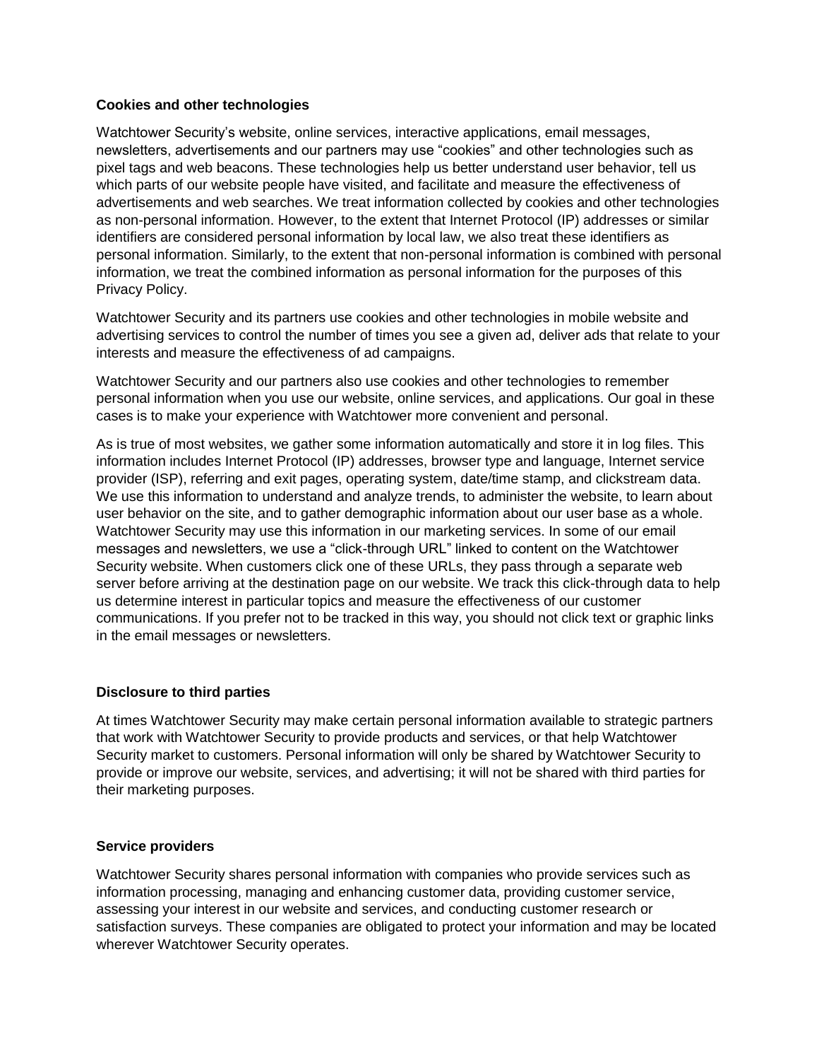**Cookies and other technologies**

Watchtower Security's website, online services, interactive applications, email messages, newsletters, advertisements and our partners may use "cookies" and other technologies such as pixel tags and web beacons. These technologies help us better understand user behavior, tell us which parts of our website people have visited, and facilitate and measure the effectiveness of advertisements and web searches. We treat information collected by cookies and other technologies as non-personal information. However, to the extent that Internet Protocol (IP) addresses or similar identifiers are considered personal information by local law, we also treat these identifiers as personal information. Similarly, to the extent that non-personal information is combined with personal information, we treat the combined information as personal information for the purposes of this Privacy Policy.

Watchtower Security and its partners use cookies and other technologies in mobile website and advertising services to control the number of times you see a given ad, deliver ads that relate to your interests and measure the effectiveness of ad campaigns.

Watchtower Security and our partners also use cookies and other technologies to remember personal information when you use our website, online services, and applications. Our goal in these cases is to make your experience with Watchtower more convenient and personal.

As is true of most websites, we gather some information automatically and store it in log files. This information includes Internet Protocol (IP) addresses, browser type and language, Internet service provider (ISP), referring and exit pages, operating system, date/time stamp, and clickstream data. We use this information to understand and analyze trends, to administer the website, to learn about user behavior on the site, and to gather demographic information about our user base as a whole. Watchtower Security may use this information in our marketing services. In some of our email messages and newsletters, we use a "click-through URL" linked to content on the Watchtower Security website. When customers click one of these URLs, they pass through a separate web server before arriving at the destination page on our website. We track this click-through data to help us determine interest in particular topics and measure the effectiveness of our customer communications. If you prefer not to be tracked in this way, you should not click text or graphic links in the email messages or newsletters.

**Disclosure to third parties**

At times Watchtower Security may make certain personal information available to strategic partners that work with Watchtower Security to provide products and services, or that help Watchtower Security market to customers. Personal information will only be shared by Watchtower Security to provide or improve our website, services, and advertising; it will not be shared with third parties for their marketing purposes.

**Service providers**

Watchtower Security shares personal information with companies who provide services such as information processing, managing and enhancing customer data, providing customer service, assessing your interest in our website and services, and conducting customer research or satisfaction surveys. These companies are obligated to protect your information and may be located wherever Watchtower Security operates.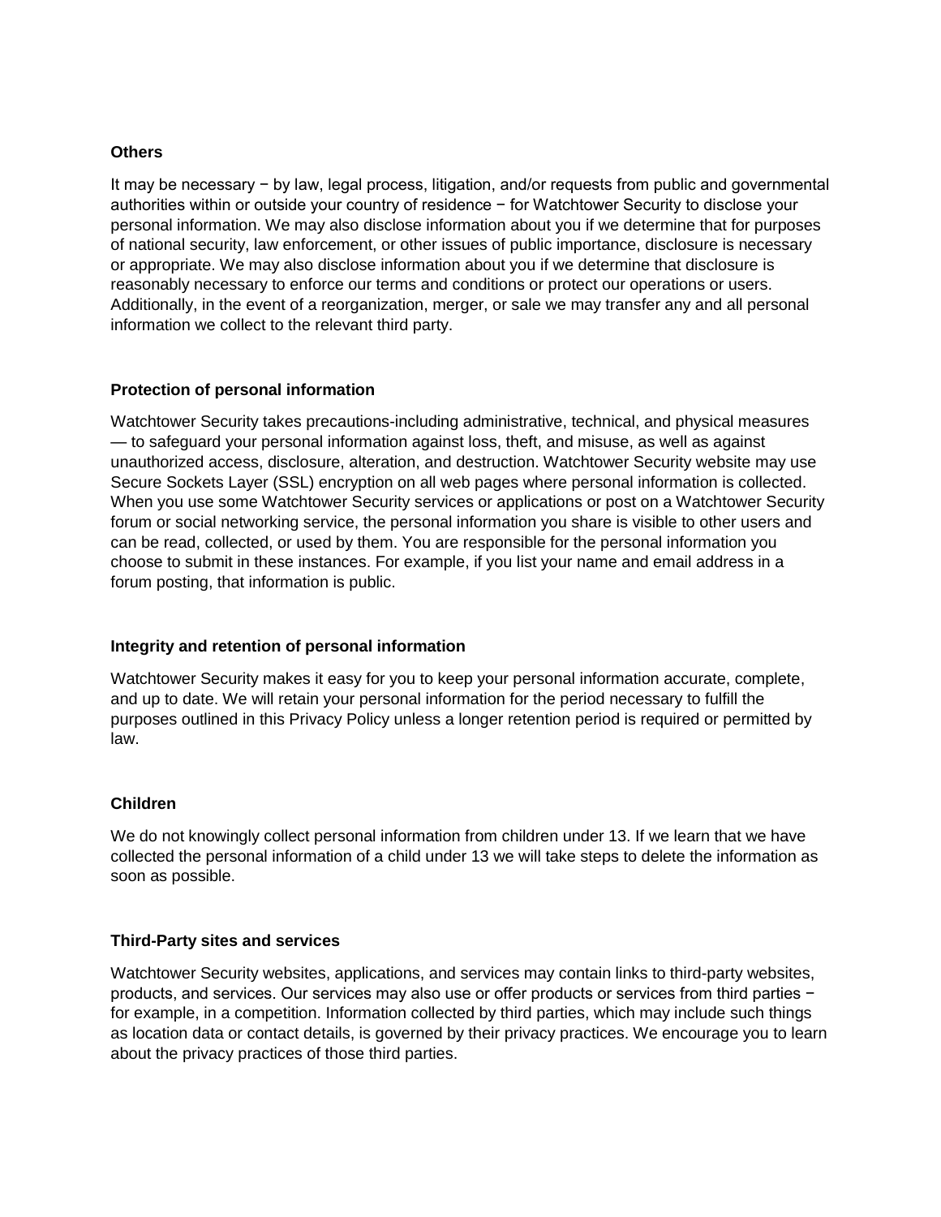**Others**

It may be necessary − by law, legal process, litigation, and/or requests from public and governmental authorities within or outside your country of residence − for Watchtower Security to disclose your personal information. We may also disclose information about you if we determine that for purposes of national security, law enforcement, or other issues of public importance, disclosure is necessary or appropriate. We may also disclose information about you if we determine that disclosure is reasonably necessary to enforce our terms and conditions or protect our operations or users. Additionally, in the event of a reorganization, merger, or sale we may transfer any and all personal information we collect to the relevant third party.

**Protection of personal information**

Watchtower Security takes precautions-including administrative, technical, and physical measures — to safeguard your personal information against loss, theft, and misuse, as well as against unauthorized access, disclosure, alteration, and destruction. Watchtower Security website may use Secure Sockets Layer (SSL) encryption on all web pages where personal information is collected. When you use some Watchtower Security services or applications or post on a Watchtower Security forum or social networking service, the personal information you share is visible to other users and can be read, collected, or used by them. You are responsible for the personal information you choose to submit in these instances. For example, if you list your name and email address in a forum posting, that information is public.

**Integrity and retention of personal information**

Watchtower Security makes it easy for you to keep your personal information accurate, complete, and up to date. We will retain your personal information for the period necessary to fulfill the purposes outlined in this Privacy Policy unless a longer retention period is required or permitted by law.

**Children**

We do not knowingly collect personal information from children under 13. If we learn that we have collected the personal information of a child under 13 we will take steps to delete the information as soon as possible.

**Third-Party sites and services**

Watchtower Security websites, applications, and services may contain links to third-party websites, products, and services. Our services may also use or offer products or services from third parties − for example, in a competition. Information collected by third parties, which may include such things as location data or contact details, is governed by their privacy practices. We encourage you to learn about the privacy practices of those third parties.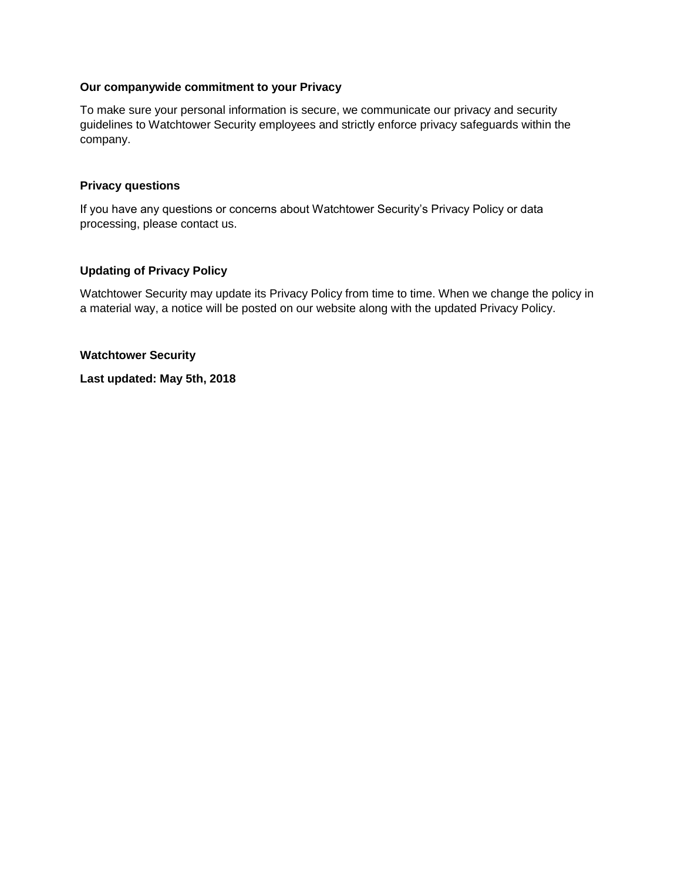### Our companywide commitment to your Privacy

To make sure your personal information is secure, we communicate our privacy and security guidelines to Watchtower Security employees and strictly enforce privacy safeguards within the company.

### Privacy questions

If you have any questions or concerns about Watchtower Security's Privacy Policy or data processing, please contact us.

### Updating of Privacy Policy

Watchtower Security may update its Privacy Policy from time to time. When we change the policy in a material way, a notice will be posted on our website along with the updated Privacy Policy.

**Watchtower Security**

**Last updated: May 5th, 2018**